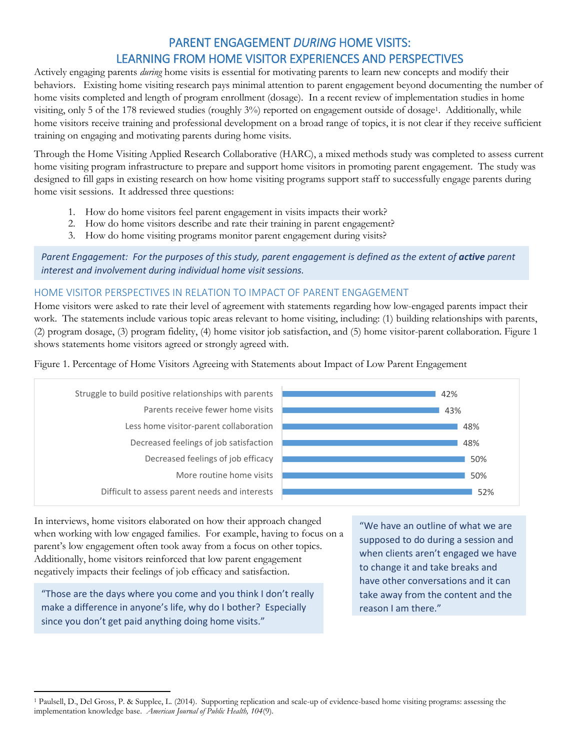# PARENT ENGAGEMENT *DURING* HOME VISITS: LEARNING FROM HOME VISITOR EXPERIENCES AND PERSPECTIVES

Actively engaging parents *during* home visits is essential for motivating parents to learn new concepts and modify their behaviors. Existing home visiting research pays minimal attention to parent engagement beyond documenting the number of home visits completed and length of program enrollment (dosage). In a recent review of implementation studies in home visiting, only 5 of the 178 reviewed studies (roughly 3%) reported on engagement outside of dosage[1]. Additionally, while home visitors receive training and professional development on a broad range of topics, it is not clear if they receive sufficient training on engaging and motivating parents during home visits.

Through the Home Visiting Applied Research Collaborative (HARC), a mixed methods study was completed to assess current home visiting program infrastructure to prepare and support home visitors in promoting parent engagement. The study was designed to fill gaps in existing research on how home visiting programs support staff to successfully engage parents during home visit sessions. It addressed three questions:

1. How do home visitors feel parent engagement in visits impacts their work?
2. How do home visitors describe and rate their training in parent engagement?
3. How do home visiting programs monitor parent engagement during visits?

> *Parent Engagement: For the purposes of this study, parent engagement is defined as the extent of **active** parent interest and involvement during individual home visit sessions.*

## HOME VISITOR PERSPECTIVES IN RELATION TO IMPACT OF PARENT ENGAGEMENT

Home visitors were asked to rate their level of agreement with statements regarding how low-engaged parents impact their work. The statements include various topic areas relevant to home visiting, including: (1) building relationships with parents, (2) program dosage, (3) program fidelity, (4) home visitor job satisfaction, and (5) home visitor-parent collaboration. Figure 1 shows statements home visitors agreed or strongly agreed with.

Figure 1. Percentage of Home Visitors Agreeing with Statements about Impact of Low Parent Engagement

| Statement | Percentage |
| --- | --- |
| Struggle to build positive relationships with parents | 42% |
| Parents receive fewer home visits | 43% |
| Less home visitor-parent collaboration | 48% |
| Decreased feelings of job satisfaction | 48% |
| Decreased feelings of job efficacy | 50% |
| More routine home visits | 50% |
| Difficult to assess parent needs and interests | 52% |

In interviews, home visitors elaborated on how their approach changed when working with low engaged families. For example, having to focus on a parent's low engagement often took away from a focus on other topics. Additionally, home visitors reinforced that low parent engagement negatively impacts their feelings of job efficacy and satisfaction.

> "Those are the days where you come and you think I don't really make a difference in anyone's life, why do I bother? Especially since you don't get paid anything doing home visits."

> "We have an outline of what we are supposed to do during a session and when clients aren't engaged we have to change it and take breaks and have other conversations and it can take away from the content and the reason I am there."

[1] Paulsell, D., Del Gross, P. & Supplee, L. (2014). Supporting replication and scale-up of evidence-based home visiting programs: assessing the implementation knowledge base. *American Journal of Public Health, 104*(9).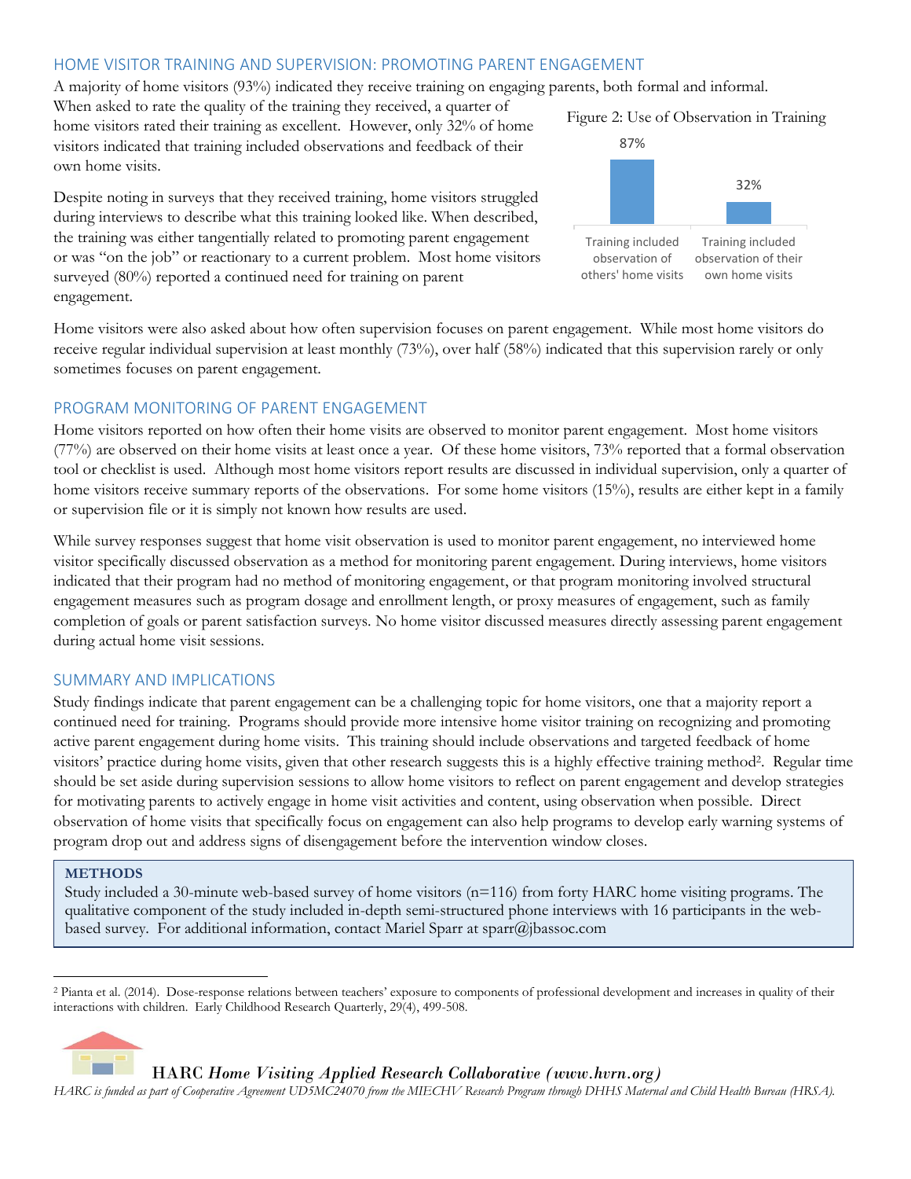## HOME VISITOR TRAINING AND SUPERVISION: PROMOTING PARENT ENGAGEMENT

A majority of home visitors (93%) indicated they receive training on engaging parents, both formal and informal. When asked to rate the quality of the training they received, a quarter of home visitors rated their training as excellent. However, only 32% of home visitors indicated that training included observations and feedback of their own home visits.

Despite noting in surveys that they received training, home visitors struggled during interviews to describe what this training looked like. When described, the training was either tangentially related to promoting parent engagement or was "on the job" or reactionary to a current problem. Most home visitors surveyed (80%) reported a continued need for training on parent engagement.

Figure 2: Use of Observation in Training

87%

32%

Training included observation of others' home visits

Training included observation of their own home visits

Home visitors were also asked about how often supervision focuses on parent engagement. While most home visitors do receive regular individual supervision at least monthly (73%), over half (58%) indicated that this supervision rarely or only sometimes focuses on parent engagement.

## PROGRAM MONITORING OF PARENT ENGAGEMENT

Home visitors reported on how often their home visits are observed to monitor parent engagement. Most home visitors (77%) are observed on their home visits at least once a year. Of these home visitors, 73% reported that a formal observation tool or checklist is used. Although most home visitors report results are discussed in individual supervision, only a quarter of home visitors receive summary reports of the observations. For some home visitors (15%), results are either kept in a family or supervision file or it is simply not known how results are used.

While survey responses suggest that home visit observation is used to monitor parent engagement, no interviewed home visitor specifically discussed observation as a method for monitoring parent engagement. During interviews, home visitors indicated that their program had no method of monitoring engagement, or that program monitoring involved structural engagement measures such as program dosage and enrollment length, or proxy measures of engagement, such as family completion of goals or parent satisfaction surveys. No home visitor discussed measures directly assessing parent engagement during actual home visit sessions.

## SUMMARY AND IMPLICATIONS

Study findings indicate that parent engagement can be a challenging topic for home visitors, one that a majority report a continued need for training. Programs should provide more intensive home visitor training on recognizing and promoting active parent engagement during home visits. This training should include observations and targeted feedback of home visitors' practice during home visits, given that other research suggests this is a highly effective training method[2]. Regular time should be set aside during supervision sessions to allow home visitors to reflect on parent engagement and develop strategies for motivating parents to actively engage in home visit activities and content, using observation when possible. Direct observation of home visits that specifically focus on engagement can also help programs to develop early warning systems of program drop out and address signs of disengagement before the intervention window closes.

**METHODS**

Study included a 30-minute web-based survey of home visitors (n=116) from forty HARC home visiting programs. The qualitative component of the study included in-depth semi-structured phone interviews with 16 participants in the web-based survey. For additional information, contact Mariel Sparr at sparr@jbassoc.com

[2] Pianta et al. (2014). Dose-response relations between teachers' exposure to components of professional development and increases in quality of their interactions with children. Early Childhood Research Quarterly, 29(4), 499-508.

**HARC** *Home Visiting Applied Research Collaborative (www.hvrn.org)*

*HARC is funded as part of Cooperative Agreement UD5MC24070 from the MIECHV Research Program through DHHS Maternal and Child Health Bureau (HRSA).*